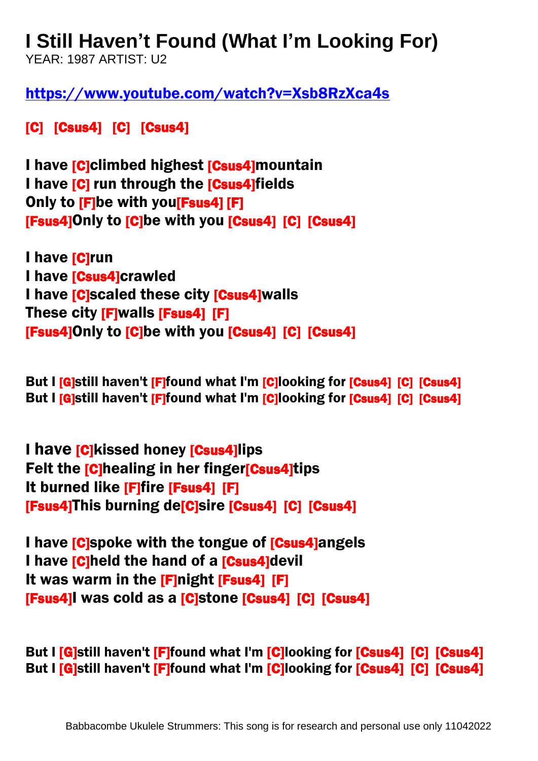# I Still Haven't Found (What I'm Looking For)

YEAR: 1987 ARTIST: U2

**https://www.youtube.com/watch?v=Xsb8RzXca4s**

**[C] [Csus4] [C] [Csus4]**

**I have [C]climbed highest [Csus4]mountain**
**I have [C] run through the [Csus4]fields**
**Only to [F]be with you[Fsus4] [F]**
**[Fsus4]Only to [C]be with you [Csus4] [C] [Csus4]**

**I have [C]run**
**I have [Csus4]crawled**
**I have [C]scaled these city [Csus4]walls**
**These city [F]walls [Fsus4] [F]**
**[Fsus4]Only to [C]be with you [Csus4] [C] [Csus4]**

**But I [G]still haven't [F]found what I'm [C]looking for [Csus4] [C] [Csus4]**
**But I [G]still haven't [F]found what I'm [C]looking for [Csus4] [C] [Csus4]**

**I have [C]kissed honey [Csus4]lips**
**Felt the [C]healing in her finger[Csus4]tips**
**It burned like [F]fire [Fsus4] [F]**
**[Fsus4]This burning de[C]sire [Csus4] [C] [Csus4]**

**I have [C]spoke with the tongue of [Csus4]angels**
**I have [C]held the hand of a [Csus4]devil**
**It was warm in the [F]night [Fsus4] [F]**
**[Fsus4]I was cold as a [C]stone [Csus4] [C] [Csus4]**

**But I [G]still haven't [F]found what I'm [C]looking for [Csus4] [C] [Csus4]**
**But I [G]still haven't [F]found what I'm [C]looking for [Csus4] [C] [Csus4]**

Babbacombe Ukulele Strummers: This song is for research and personal use only 11042022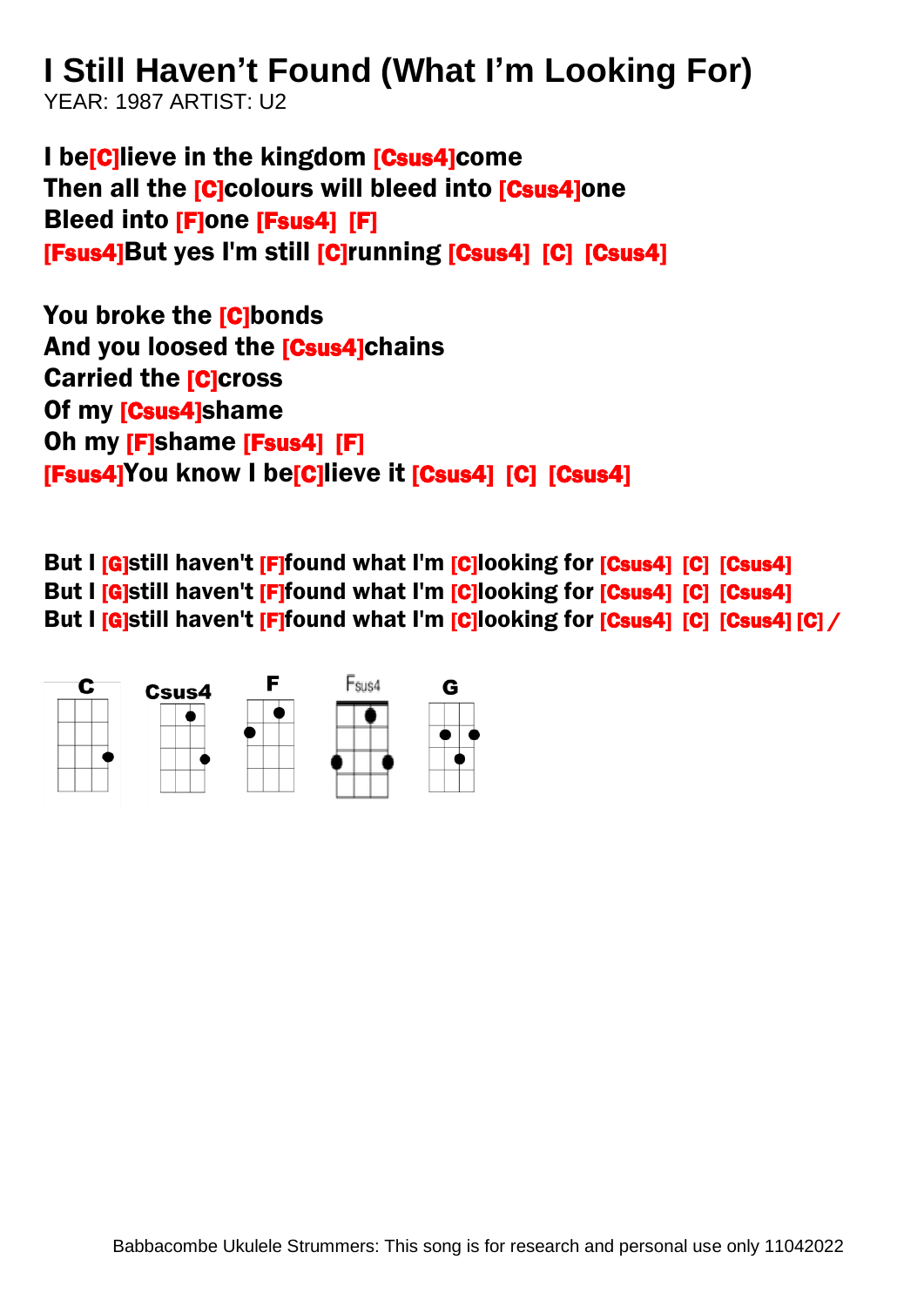# I Still Haven't Found (What I'm Looking For)

YEAR: 1987 ARTIST: U2

**I be[C]lieve in the kingdom [Csus4]come**
**Then all the [C]colours will bleed into [Csus4]one**
**Bleed into [F]one [Fsus4] [F]**
**[Fsus4]But yes I'm still [C]running [Csus4] [C] [Csus4]**

**You broke the [C]bonds**
**And you loosed the [Csus4]chains**
**Carried the [C]cross**
**Of my [Csus4]shame**
**Oh my [F]shame [Fsus4] [F]**
**[Fsus4]You know I be[C]lieve it [Csus4] [C] [Csus4]**

**But I [G]still haven't [F]found what I'm [C]looking for [Csus4] [C] [Csus4]**
**But I [G]still haven't [F]found what I'm [C]looking for [Csus4] [C] [Csus4]**
**But I [G]still haven't [F]found what I'm [C]looking for [Csus4] [C] [Csus4] [C] /**

C Csus4 F Fsus4 G

Babbacombe Ukulele Strummers: This song is for research and personal use only 11042022